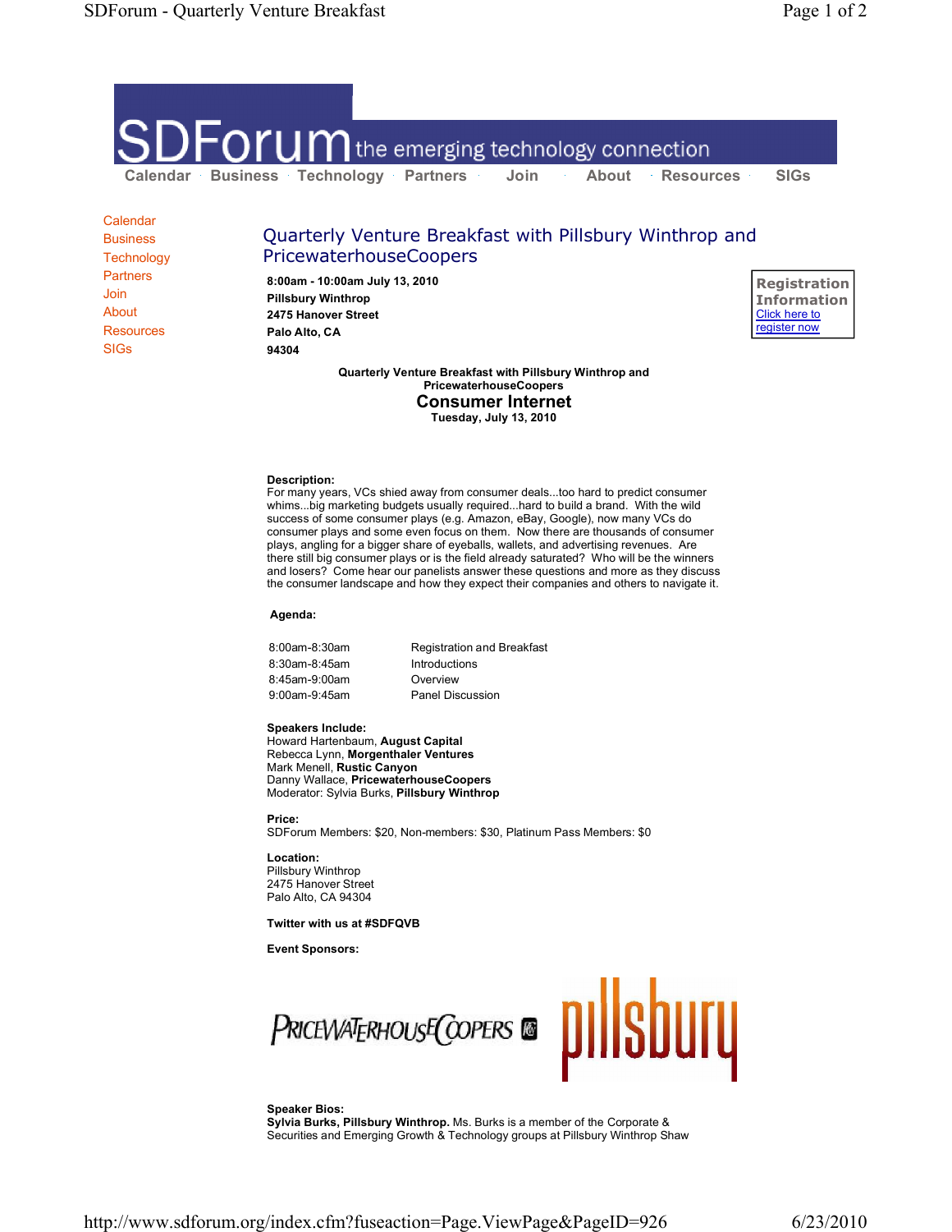SDForum the emerging technology connection

Calendar · Business · Technology · Partners · Join · About · Resources · SIGs

- Calendar
- Business
- Technology
- Partners
- Join
- About
- Resources
- SIGs

# Quarterly Venture Breakfast with Pillsbury Winthrop and PricewaterhouseCoopers

**8:00am - 10:00am July 13, 2010**
**Pillsbury Winthrop**
**2475 Hanover Street**
**Palo Alto, CA**
**94304**

**Registration Information**
Click here to register now

**Quarterly Venture Breakfast with Pillsbury Winthrop and PricewaterhouseCoopers**

## Consumer Internet

**Tuesday, July 13, 2010**

**Description:**
For many years, VCs shied away from consumer deals...too hard to predict consumer whims...big marketing budgets usually required...hard to build a brand. With the wild success of some consumer plays (e.g. Amazon, eBay, Google), now many VCs do consumer plays and some even focus on them. Now there are thousands of consumer plays, angling for a bigger share of eyeballs, wallets, and advertising revenues. Are there still big consumer plays or is the field already saturated? Who will be the winners and losers? Come hear our panelists answer these questions and more as they discuss the consumer landscape and how they expect their companies and others to navigate it.

**Agenda:**

| | |
|---|---|
| 8:00am-8:30am | Registration and Breakfast |
| 8:30am-8:45am | Introductions |
| 8:45am-9:00am | Overview |
| 9:00am-9:45am | Panel Discussion |

**Speakers Include:**
Howard Hartenbaum, **August Capital**
Rebecca Lynn, **Morgenthaler Ventures**
Mark Menell, **Rustic Canyon**
Danny Wallace, **PricewaterhouseCoopers**
Moderator: Sylvia Burks, **Pillsbury Winthrop**

**Price:**
SDForum Members: $20, Non-members: $30, Platinum Pass Members: $0

**Location:**
Pillsbury Winthrop
2475 Hanover Street
Palo Alto, CA 94304

**Twitter with us at #SDFQVB**

**Event Sponsors:**

PRICEWATERHOUSECOOPERS pillsbury

**Speaker Bios:**
**Sylvia Burks, Pillsbury Winthrop.** Ms. Burks is a member of the Corporate & Securities and Emerging Growth & Technology groups at Pillsbury Winthrop Shaw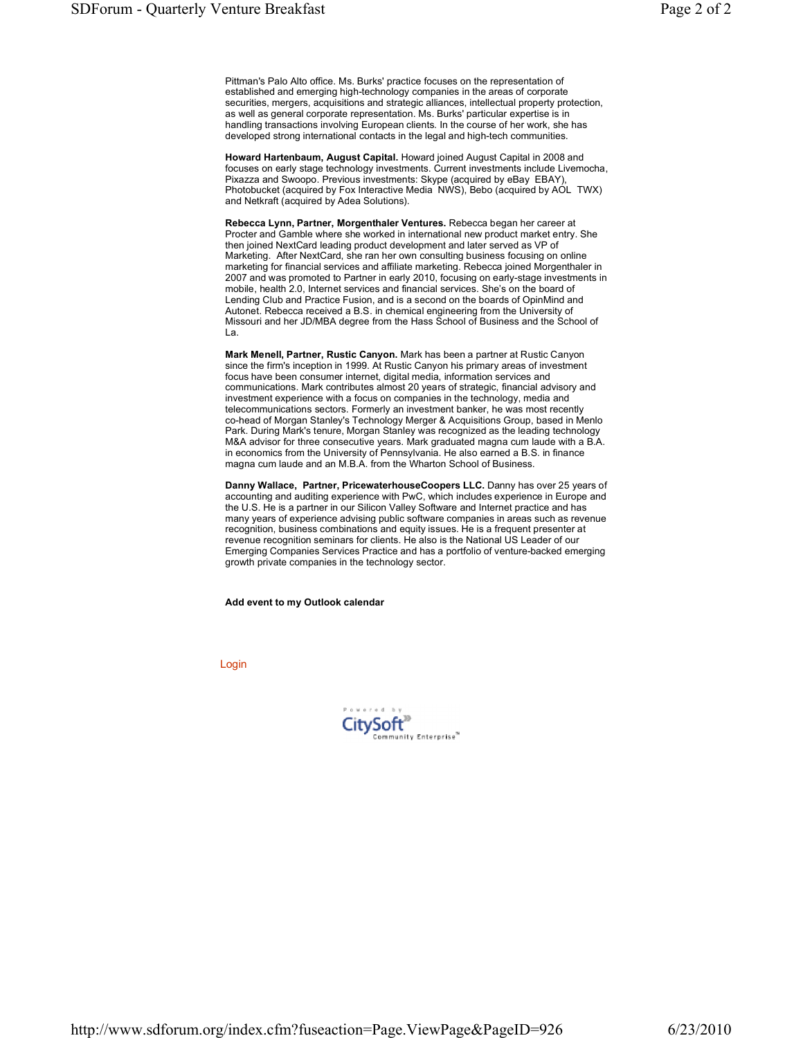Pittman's Palo Alto office. Ms. Burks' practice focuses on the representation of established and emerging high-technology companies in the areas of corporate securities, mergers, acquisitions and strategic alliances, intellectual property protection, as well as general corporate representation. Ms. Burks' particular expertise is in handling transactions involving European clients. In the course of her work, she has developed strong international contacts in the legal and high-tech communities.

**Howard Hartenbaum, August Capital.** Howard joined August Capital in 2008 and focuses on early stage technology investments. Current investments include Livemocha, Pixazza and Swoopo. Previous investments: Skype (acquired by eBay EBAY), Photobucket (acquired by Fox Interactive Media NWS), Bebo (acquired by AOL TWX) and Netkraft (acquired by Adea Solutions).

**Rebecca Lynn, Partner, Morgenthaler Ventures.** Rebecca began her career at Procter and Gamble where she worked in international new product market entry. She then joined NextCard leading product development and later served as VP of Marketing. After NextCard, she ran her own consulting business focusing on online marketing for financial services and affiliate marketing. Rebecca joined Morgenthaler in 2007 and was promoted to Partner in early 2010, focusing on early-stage investments in mobile, health 2.0, Internet services and financial services. She's on the board of Lending Club and Practice Fusion, and is a second on the boards of OpinMind and Autonet. Rebecca received a B.S. in chemical engineering from the University of Missouri and her JD/MBA degree from the Hass School of Business and the School of La.

**Mark Menell, Partner, Rustic Canyon.** Mark has been a partner at Rustic Canyon since the firm's inception in 1999. At Rustic Canyon his primary areas of investment focus have been consumer internet, digital media, information services and communications. Mark contributes almost 20 years of strategic, financial advisory and investment experience with a focus on companies in the technology, media and telecommunications sectors. Formerly an investment banker, he was most recently co-head of Morgan Stanley's Technology Merger & Acquisitions Group, based in Menlo Park. During Mark's tenure, Morgan Stanley was recognized as the leading technology M&A advisor for three consecutive years. Mark graduated magna cum laude with a B.A. in economics from the University of Pennsylvania. He also earned a B.S. in finance magna cum laude and an M.B.A. from the Wharton School of Business.

**Danny Wallace, Partner, PricewaterhouseCoopers LLC.** Danny has over 25 years of accounting and auditing experience with PwC, which includes experience in Europe and the U.S. He is a partner in our Silicon Valley Software and Internet practice and has many years of experience advising public software companies in areas such as revenue recognition, business combinations and equity issues. He is a frequent presenter at revenue recognition seminars for clients. He also is the National US Leader of our Emerging Companies Services Practice and has a portfolio of venture-backed emerging growth private companies in the technology sector.

**Add event to my Outlook calendar**

Login

Powered by CitySoft Community Enterprise™